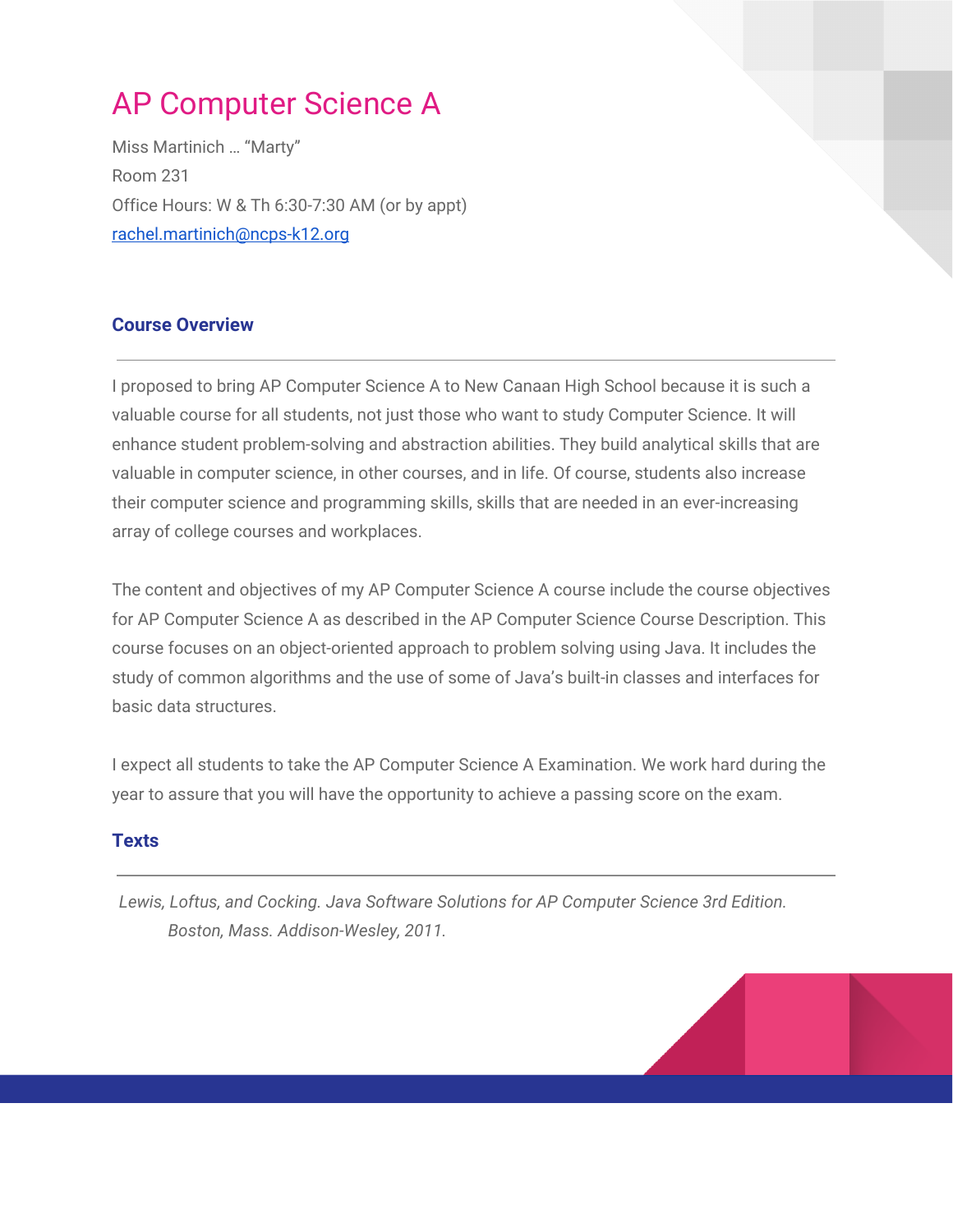# AP Computer Science A

Miss Martinich … "Marty"
Room 231
Office Hours: W & Th 6:30-7:30 AM (or by appt)
[rachel.martinich@ncps-k12.org](mailto:rachel.martinich@ncps-k12.org)

## Course Overview

I proposed to bring AP Computer Science A to New Canaan High School because it is such a valuable course for all students, not just those who want to study Computer Science. It will enhance student problem-solving and abstraction abilities. They build analytical skills that are valuable in computer science, in other courses, and in life. Of course, students also increase their computer science and programming skills, skills that are needed in an ever-increasing array of college courses and workplaces.

The content and objectives of my AP Computer Science A course include the course objectives for AP Computer Science A as described in the AP Computer Science Course Description. This course focuses on an object-oriented approach to problem solving using Java. It includes the study of common algorithms and the use of some of Java's built-in classes and interfaces for basic data structures.

I expect all students to take the AP Computer Science A Examination. We work hard during the year to assure that you will have the opportunity to achieve a passing score on the exam.

## Texts

*Lewis, Loftus, and Cocking. Java Software Solutions for AP Computer Science 3rd Edition. Boston, Mass. Addison-Wesley, 2011.*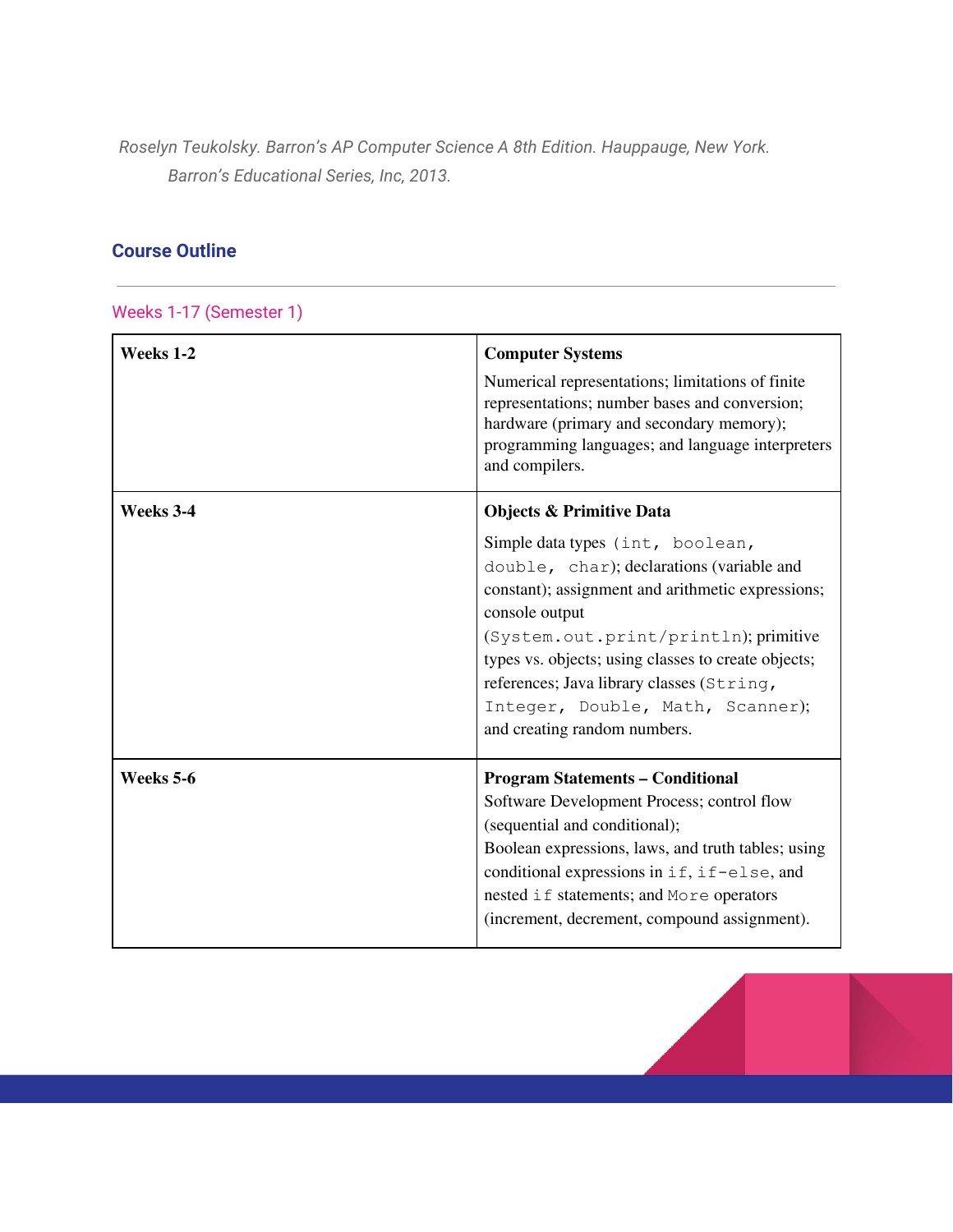*Roselyn Teukolsky. Barron's AP Computer Science A 8th Edition. Hauppauge, New York. Barron's Educational Series, Inc, 2013.*

## Course Outline

---

### Weeks 1-17 (Semester 1)

| | |
|---|---|
| **Weeks 1-2** | **Computer Systems**<br>Numerical representations; limitations of finite representations; number bases and conversion; hardware (primary and secondary memory); programming languages; and language interpreters and compilers. |
| **Weeks 3-4** | **Objects & Primitive Data**<br>Simple data types `(int, boolean, double, char)`; declarations (variable and constant); assignment and arithmetic expressions; console output (`System.out.print/println`); primitive types vs. objects; using classes to create objects; references; Java library classes (`String, Integer, Double, Math, Scanner`); and creating random numbers. |
| **Weeks 5-6** | **Program Statements – Conditional**<br>Software Development Process; control flow (sequential and conditional);<br>Boolean expressions, laws, and truth tables; using conditional expressions in `if`, `if-else`, and nested `if` statements; and `More` operators (increment, decrement, compound assignment). |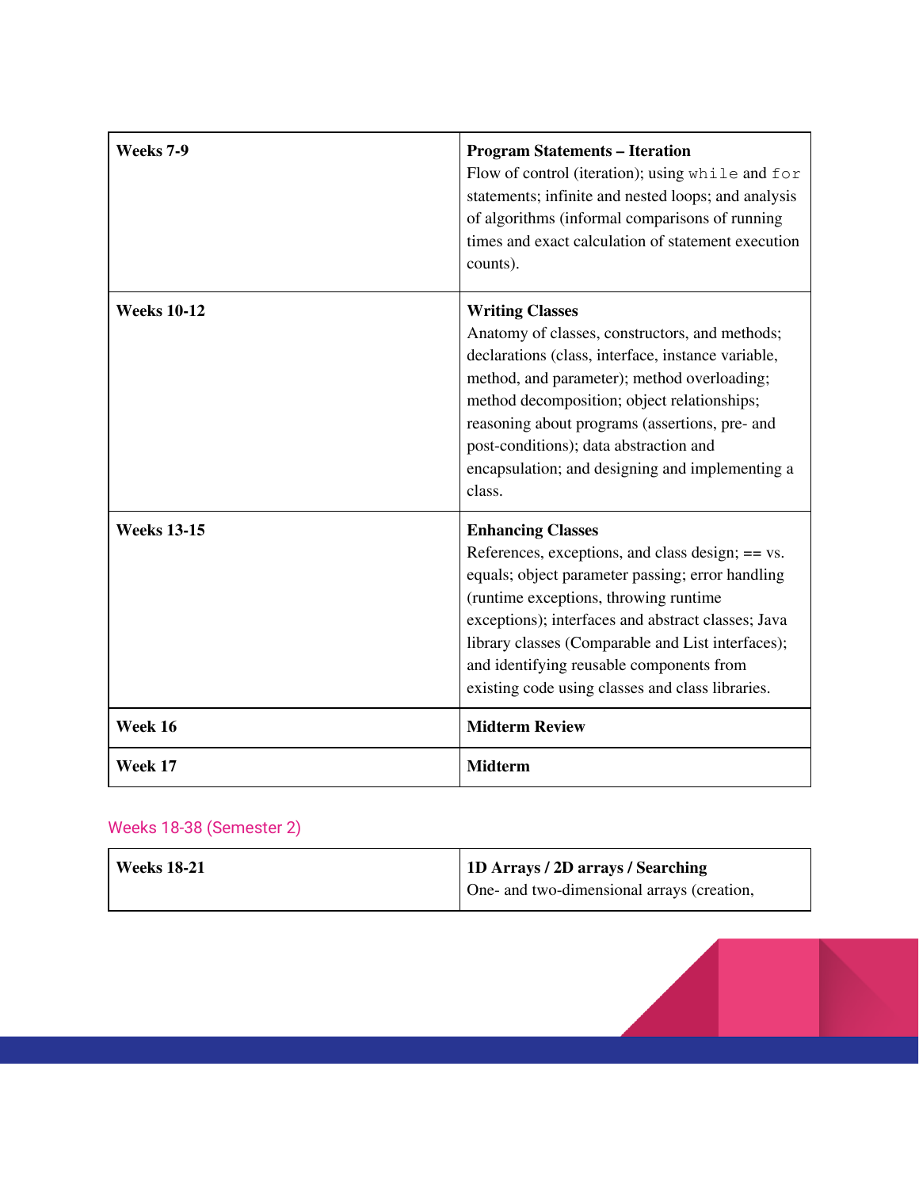| | |
|---|---|
| **Weeks 7-9** | **Program Statements – Iteration**<br>Flow of control (iteration); using `while` and `for` statements; infinite and nested loops; and analysis of algorithms (informal comparisons of running times and exact calculation of statement execution counts). |
| **Weeks 10-12** | **Writing Classes**<br>Anatomy of classes, constructors, and methods; declarations (class, interface, instance variable, method, and parameter); method overloading; method decomposition; object relationships; reasoning about programs (assertions, pre- and post-conditions); data abstraction and encapsulation; and designing and implementing a class. |
| **Weeks 13-15** | **Enhancing Classes**<br>References, exceptions, and class design; == vs. equals; object parameter passing; error handling (runtime exceptions, throwing runtime exceptions); interfaces and abstract classes; Java library classes (Comparable and List interfaces); and identifying reusable components from existing code using classes and class libraries. |
| **Week 16** | **Midterm Review** |
| **Week 17** | **Midterm** |

## Weeks 18-38 (Semester 2)

| | |
|---|---|
| **Weeks 18-21** | **1D Arrays / 2D arrays / Searching**<br>One- and two-dimensional arrays (creation, |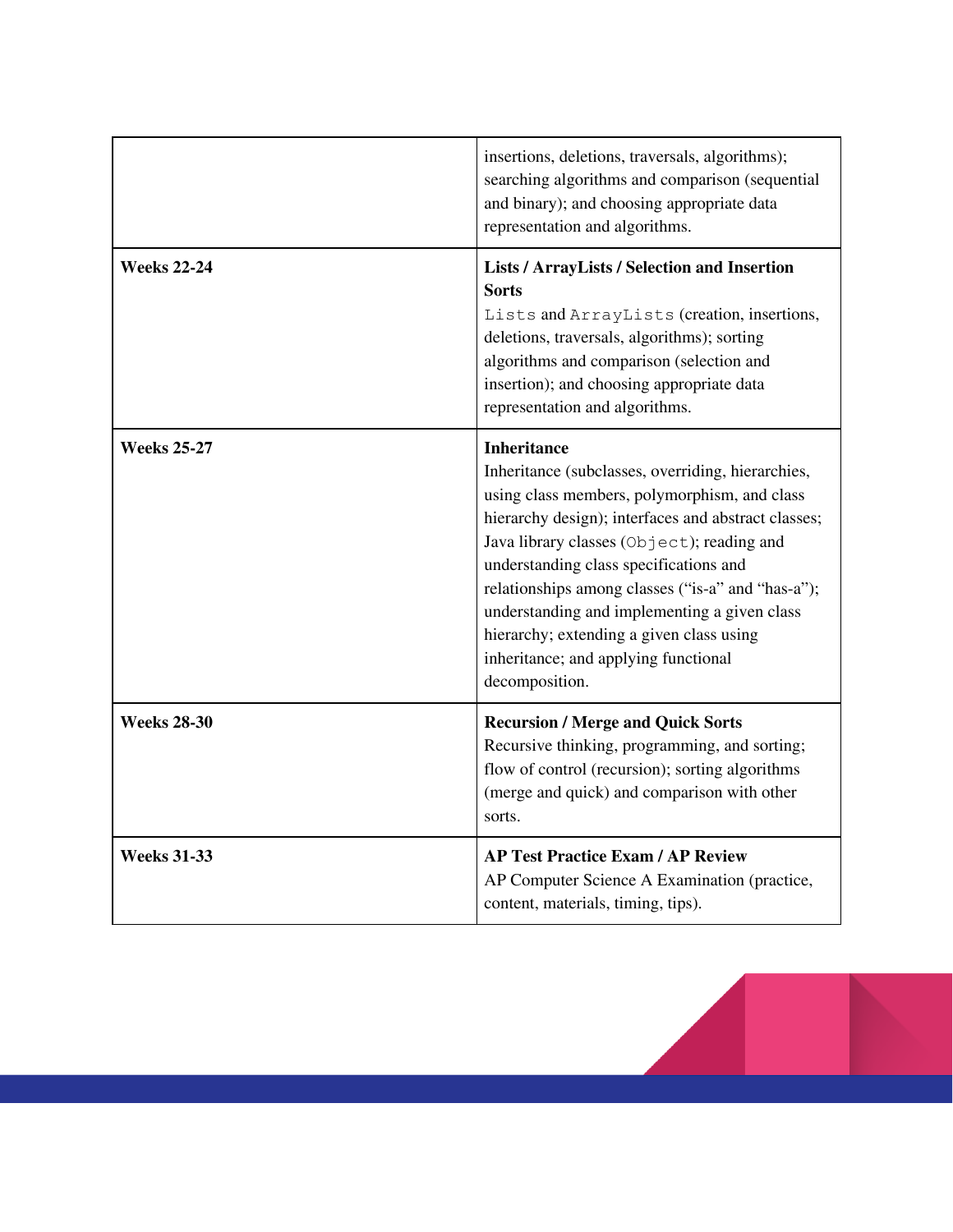| | |
|---|---|
| | insertions, deletions, traversals, algorithms); searching algorithms and comparison (sequential and binary); and choosing appropriate data representation and algorithms. |
| **Weeks 22-24** | **Lists / ArrayLists / Selection and Insertion Sorts** `Lists` and `ArrayLists` (creation, insertions, deletions, traversals, algorithms); sorting algorithms and comparison (selection and insertion); and choosing appropriate data representation and algorithms. |
| **Weeks 25-27** | **Inheritance** Inheritance (subclasses, overriding, hierarchies, using class members, polymorphism, and class hierarchy design); interfaces and abstract classes; Java library classes (`Object`); reading and understanding class specifications and relationships among classes ("is-a" and "has-a"); understanding and implementing a given class hierarchy; extending a given class using inheritance; and applying functional decomposition. |
| **Weeks 28-30** | **Recursion / Merge and Quick Sorts** Recursive thinking, programming, and sorting; flow of control (recursion); sorting algorithms (merge and quick) and comparison with other sorts. |
| **Weeks 31-33** | **AP Test Practice Exam / AP Review** AP Computer Science A Examination (practice, content, materials, timing, tips). |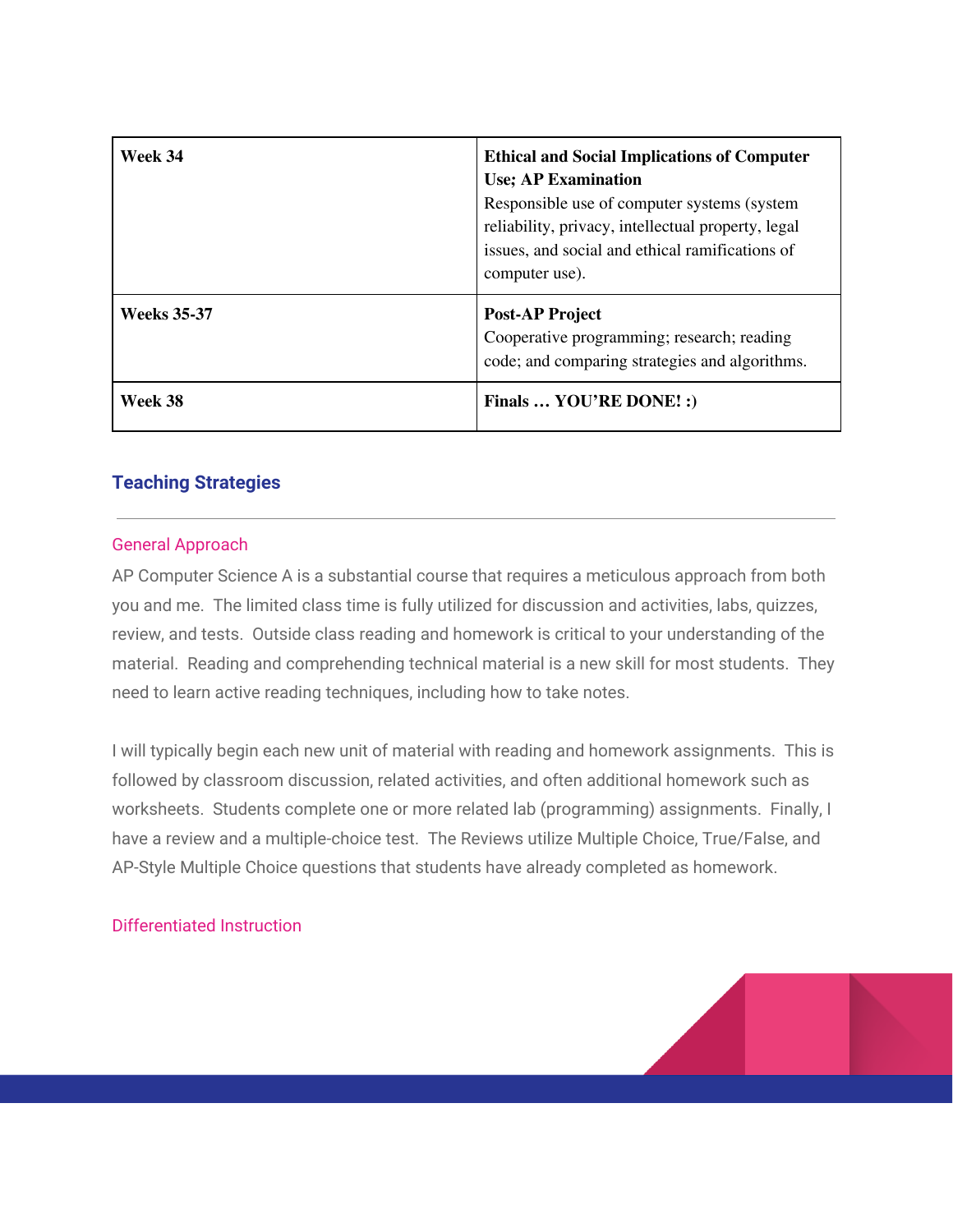| Week 34 | **Ethical and Social Implications of Computer Use; AP Examination**<br>Responsible use of computer systems (system reliability, privacy, intellectual property, legal issues, and social and ethical ramifications of computer use). |
|---|---|
| **Weeks 35-37** | **Post-AP Project**<br>Cooperative programming; research; reading code; and comparing strategies and algorithms. |
| **Week 38** | **Finals … YOU'RE DONE! :)** |

## Teaching Strategies

### General Approach

AP Computer Science A is a substantial course that requires a meticulous approach from both you and me. The limited class time is fully utilized for discussion and activities, labs, quizzes, review, and tests. Outside class reading and homework is critical to your understanding of the material. Reading and comprehending technical material is a new skill for most students. They need to learn active reading techniques, including how to take notes.

I will typically begin each new unit of material with reading and homework assignments. This is followed by classroom discussion, related activities, and often additional homework such as worksheets. Students complete one or more related lab (programming) assignments. Finally, I have a review and a multiple-choice test. The Reviews utilize Multiple Choice, True/False, and AP-Style Multiple Choice questions that students have already completed as homework.

### Differentiated Instruction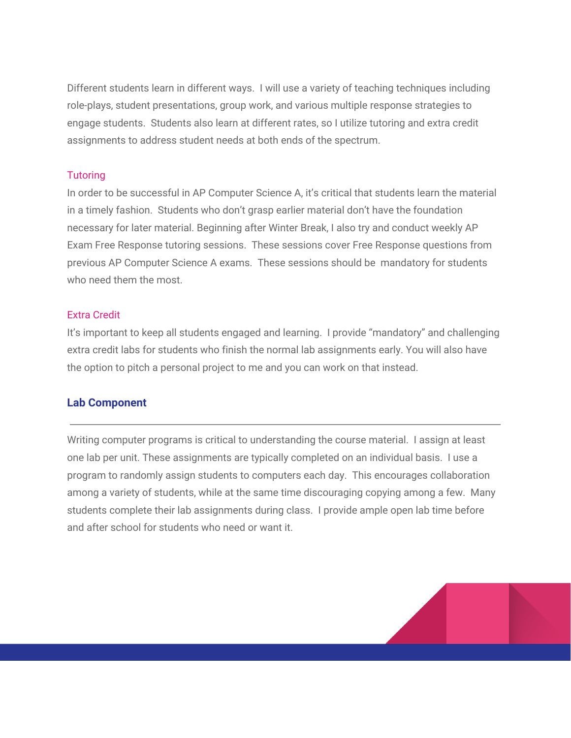Different students learn in different ways.  I will use a variety of teaching techniques including role-plays, student presentations, group work, and various multiple response strategies to engage students.  Students also learn at different rates, so I utilize tutoring and extra credit assignments to address student needs at both ends of the spectrum.

### Tutoring

In order to be successful in AP Computer Science A, it's critical that students learn the material in a timely fashion.  Students who don't grasp earlier material don't have the foundation necessary for later material. Beginning after Winter Break, I also try and conduct weekly AP Exam Free Response tutoring sessions.  These sessions cover Free Response questions from previous AP Computer Science A exams.  These sessions should be  mandatory for students who need them the most.

### Extra Credit

It's important to keep all students engaged and learning.  I provide "mandatory" and challenging extra credit labs for students who finish the normal lab assignments early. You will also have the option to pitch a personal project to me and you can work on that instead.

## Lab Component

---

Writing computer programs is critical to understanding the course material.  I assign at least one lab per unit. These assignments are typically completed on an individual basis.  I use a program to randomly assign students to computers each day.  This encourages collaboration among a variety of students, while at the same time discouraging copying among a few.  Many students complete their lab assignments during class.  I provide ample open lab time before and after school for students who need or want it.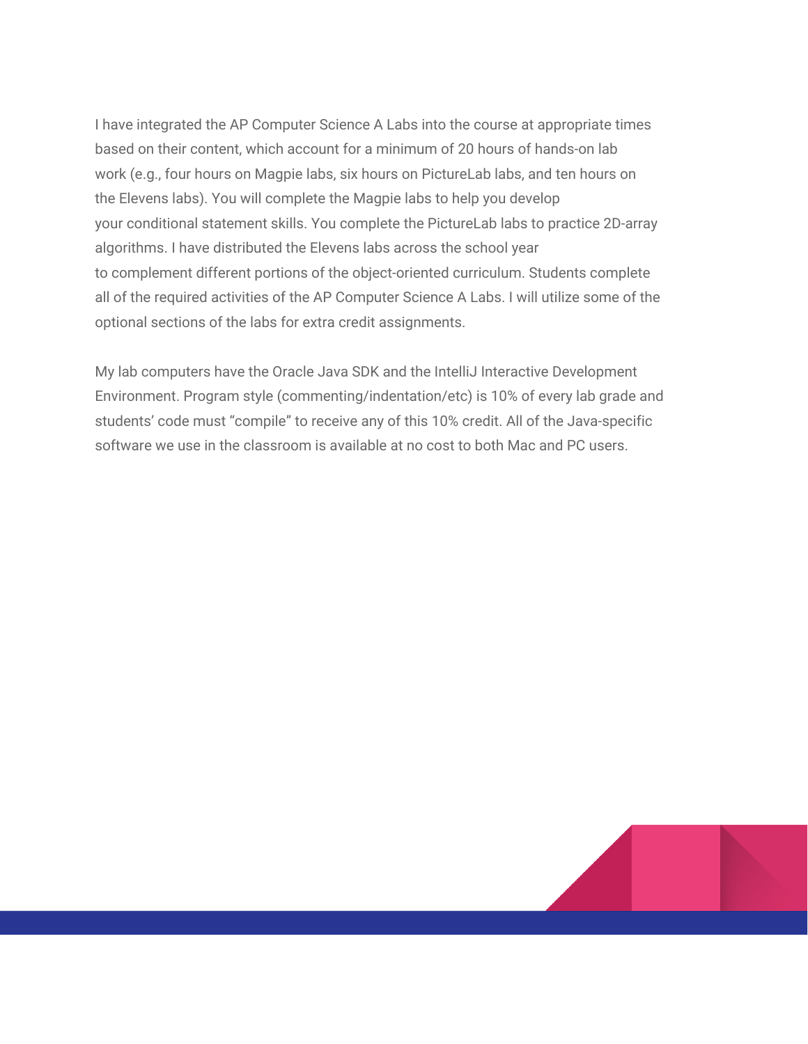I have integrated the AP Computer Science A Labs into the course at appropriate times based on their content, which account for a minimum of 20 hours of hands-on lab work (e.g., four hours on Magpie labs, six hours on PictureLab labs, and ten hours on the Elevens labs). You will complete the Magpie labs to help you develop your conditional statement skills. You complete the PictureLab labs to practice 2D-array algorithms. I have distributed the Elevens labs across the school year to complement different portions of the object-oriented curriculum. Students complete all of the required activities of the AP Computer Science A Labs. I will utilize some of the optional sections of the labs for extra credit assignments.

My lab computers have the Oracle Java SDK and the IntelliJ Interactive Development Environment. Program style (commenting/indentation/etc) is 10% of every lab grade and students' code must "compile" to receive any of this 10% credit. All of the Java-specific software we use in the classroom is available at no cost to both Mac and PC users.